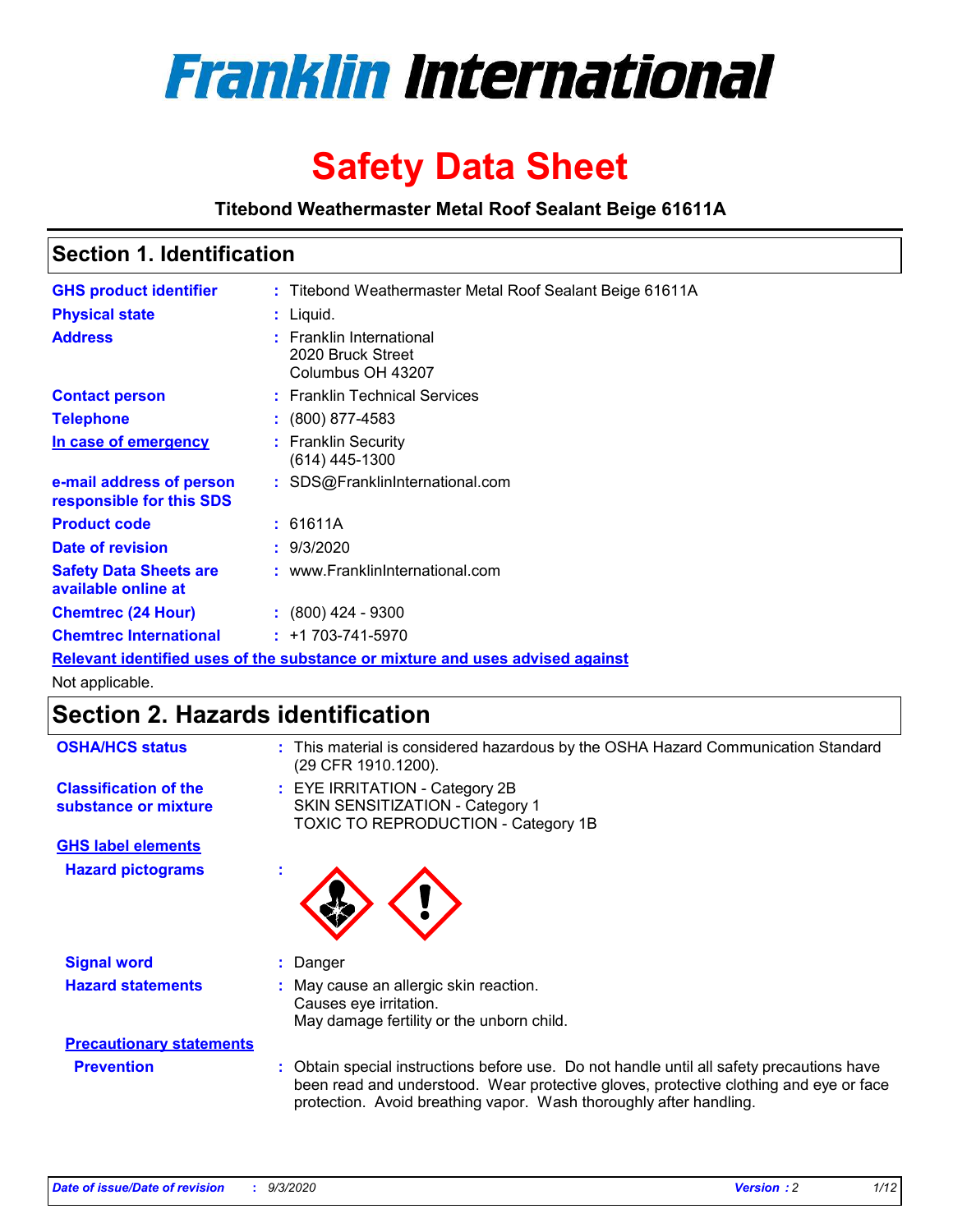# Franklin International

# Safety Data Sheet

**Titebond Weathermaster Metal Roof Sealant Beige 61611A**

## Section 1. Identification

| | | |
|---|---|---|
| **GHS product identifier** | : | Titebond Weathermaster Metal Roof Sealant Beige 61611A |
| **Physical state** | : | Liquid. |
| **Address** | : | Franklin International<br>2020 Bruck Street<br>Columbus OH 43207 |
| **Contact person** | : | Franklin Technical Services |
| **Telephone** | : | (800) 877-4583 |
| **In case of emergency** | : | Franklin Security<br>(614) 445-1300 |
| **e-mail address of person responsible for this SDS** | : | SDS@FranklinInternational.com |
| **Product code** | : | 61611A |
| **Date of revision** | : | 9/3/2020 |
| **Safety Data Sheets are available online at** | : | www.FranklinInternational.com |
| **Chemtrec (24 Hour)** | : | (800) 424 - 9300 |
| **Chemtrec International** | : | +1 703-741-5970 |

**Relevant identified uses of the substance or mixture and uses advised against**

Not applicable.

## Section 2. Hazards identification

| | | |
|---|---|---|
| **OSHA/HCS status** | : | This material is considered hazardous by the OSHA Hazard Communication Standard (29 CFR 1910.1200). |
| **Classification of the substance or mixture** | : | EYE IRRITATION - Category 2B<br>SKIN SENSITIZATION - Category 1<br>TOXIC TO REPRODUCTION - Category 1B |

**GHS label elements**

| | | |
|---|---|---|
| **Hazard pictograms** | : | |
| **Signal word** | : | Danger |
| **Hazard statements** | : | May cause an allergic skin reaction.<br>Causes eye irritation.<br>May damage fertility or the unborn child. |

**Precautionary statements**

| | | |
|---|---|---|
| **Prevention** | : | Obtain special instructions before use. Do not handle until all safety precautions have been read and understood. Wear protective gloves, protective clothing and eye or face protection. Avoid breathing vapor. Wash thoroughly after handling. |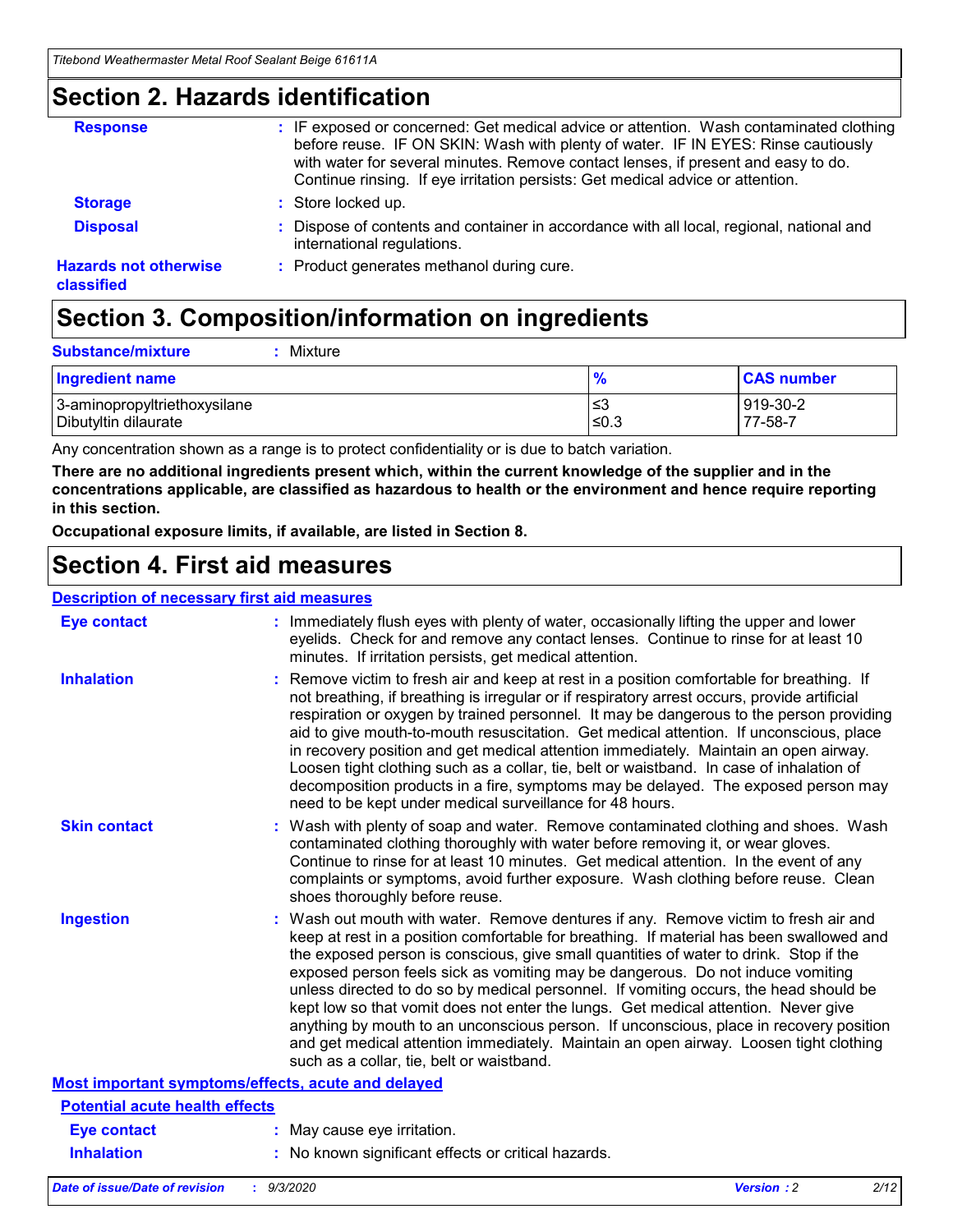## Section 2. Hazards identification

| | |
|---|---|
| **Response** | : IF exposed or concerned: Get medical advice or attention. Wash contaminated clothing before reuse. IF ON SKIN: Wash with plenty of water. IF IN EYES: Rinse cautiously with water for several minutes. Remove contact lenses, if present and easy to do. Continue rinsing. If eye irritation persists: Get medical advice or attention. |
| **Storage** | : Store locked up. |
| **Disposal** | : Dispose of contents and container in accordance with all local, regional, national and international regulations. |
| **Hazards not otherwise classified** | : Product generates methanol during cure. |

## Section 3. Composition/information on ingredients

**Substance/mixture** : Mixture

| Ingredient name | % | CAS number |
|---|---|---|
| 3-aminopropyltriethoxysilane | ≤3 | 919-30-2 |
| Dibutyltin dilaurate | ≤0.3 | 77-58-7 |

Any concentration shown as a range is to protect confidentiality or is due to batch variation.

**There are no additional ingredients present which, within the current knowledge of the supplier and in the concentrations applicable, are classified as hazardous to health or the environment and hence require reporting in this section.**

**Occupational exposure limits, if available, are listed in Section 8.**

## Section 4. First aid measures

### Description of necessary first aid measures

| | |
|---|---|
| **Eye contact** | : Immediately flush eyes with plenty of water, occasionally lifting the upper and lower eyelids. Check for and remove any contact lenses. Continue to rinse for at least 10 minutes. If irritation persists, get medical attention. |
| **Inhalation** | : Remove victim to fresh air and keep at rest in a position comfortable for breathing. If not breathing, if breathing is irregular or if respiratory arrest occurs, provide artificial respiration or oxygen by trained personnel. It may be dangerous to the person providing aid to give mouth-to-mouth resuscitation. Get medical attention. If unconscious, place in recovery position and get medical attention immediately. Maintain an open airway. Loosen tight clothing such as a collar, tie, belt or waistband. In case of inhalation of decomposition products in a fire, symptoms may be delayed. The exposed person may need to be kept under medical surveillance for 48 hours. |
| **Skin contact** | : Wash with plenty of soap and water. Remove contaminated clothing and shoes. Wash contaminated clothing thoroughly with water before removing it, or wear gloves. Continue to rinse for at least 10 minutes. Get medical attention. In the event of any complaints or symptoms, avoid further exposure. Wash clothing before reuse. Clean shoes thoroughly before reuse. |
| **Ingestion** | : Wash out mouth with water. Remove dentures if any. Remove victim to fresh air and keep at rest in a position comfortable for breathing. If material has been swallowed and the exposed person is conscious, give small quantities of water to drink. Stop if the exposed person feels sick as vomiting may be dangerous. Do not induce vomiting unless directed to do so by medical personnel. If vomiting occurs, the head should be kept low so that vomit does not enter the lungs. Get medical attention. Never give anything by mouth to an unconscious person. If unconscious, place in recovery position and get medical attention immediately. Maintain an open airway. Loosen tight clothing such as a collar, tie, belt or waistband. |

### Most important symptoms/effects, acute and delayed

#### Potential acute health effects

| | |
|---|---|
| **Eye contact** | : May cause eye irritation. |
| **Inhalation** | : No known significant effects or critical hazards. |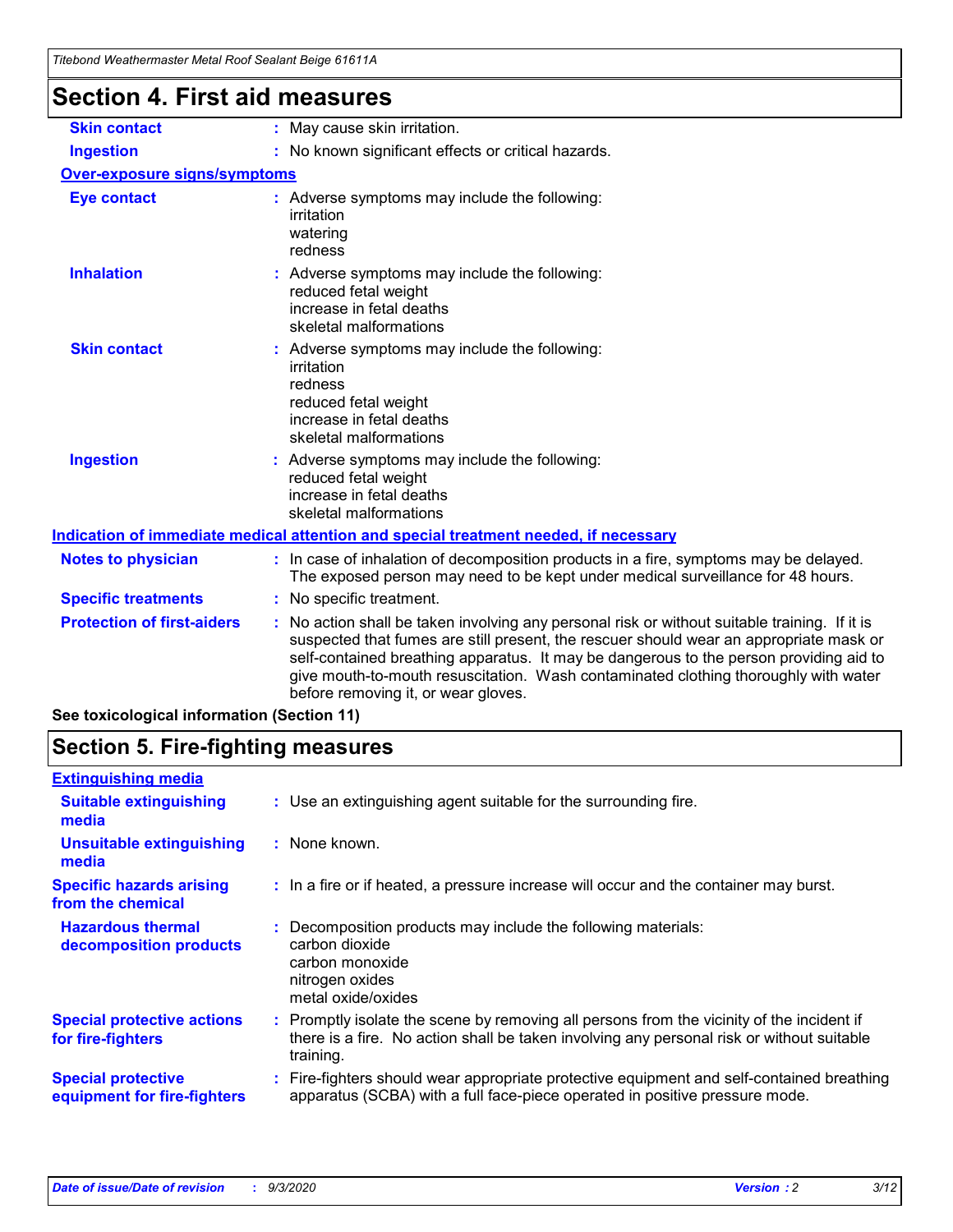# Section 4. First aid measures

| | |
|---|---|
| **Skin contact** | : May cause skin irritation. |
| **Ingestion** | : No known significant effects or critical hazards. |

**Over-exposure signs/symptoms**

| | |
|---|---|
| **Eye contact** | : Adverse symptoms may include the following:<br>irritation<br>watering<br>redness |
| **Inhalation** | : Adverse symptoms may include the following:<br>reduced fetal weight<br>increase in fetal deaths<br>skeletal malformations |
| **Skin contact** | : Adverse symptoms may include the following:<br>irritation<br>redness<br>reduced fetal weight<br>increase in fetal deaths<br>skeletal malformations |
| **Ingestion** | : Adverse symptoms may include the following:<br>reduced fetal weight<br>increase in fetal deaths<br>skeletal malformations |

**Indication of immediate medical attention and special treatment needed, if necessary**

| | |
|---|---|
| **Notes to physician** | : In case of inhalation of decomposition products in a fire, symptoms may be delayed. The exposed person may need to be kept under medical surveillance for 48 hours. |
| **Specific treatments** | : No specific treatment. |
| **Protection of first-aiders** | : No action shall be taken involving any personal risk or without suitable training. If it is suspected that fumes are still present, the rescuer should wear an appropriate mask or self-contained breathing apparatus. It may be dangerous to the person providing aid to give mouth-to-mouth resuscitation. Wash contaminated clothing thoroughly with water before removing it, or wear gloves. |

**See toxicological information (Section 11)**

# Section 5. Fire-fighting measures

**Extinguishing media**

| | |
|---|---|
| **Suitable extinguishing media** | : Use an extinguishing agent suitable for the surrounding fire. |
| **Unsuitable extinguishing media** | : None known. |
| **Specific hazards arising from the chemical** | : In a fire or if heated, a pressure increase will occur and the container may burst. |
| **Hazardous thermal decomposition products** | : Decomposition products may include the following materials:<br>carbon dioxide<br>carbon monoxide<br>nitrogen oxides<br>metal oxide/oxides |
| **Special protective actions for fire-fighters** | : Promptly isolate the scene by removing all persons from the vicinity of the incident if there is a fire. No action shall be taken involving any personal risk or without suitable training. |
| **Special protective equipment for fire-fighters** | : Fire-fighters should wear appropriate protective equipment and self-contained breathing apparatus (SCBA) with a full face-piece operated in positive pressure mode. |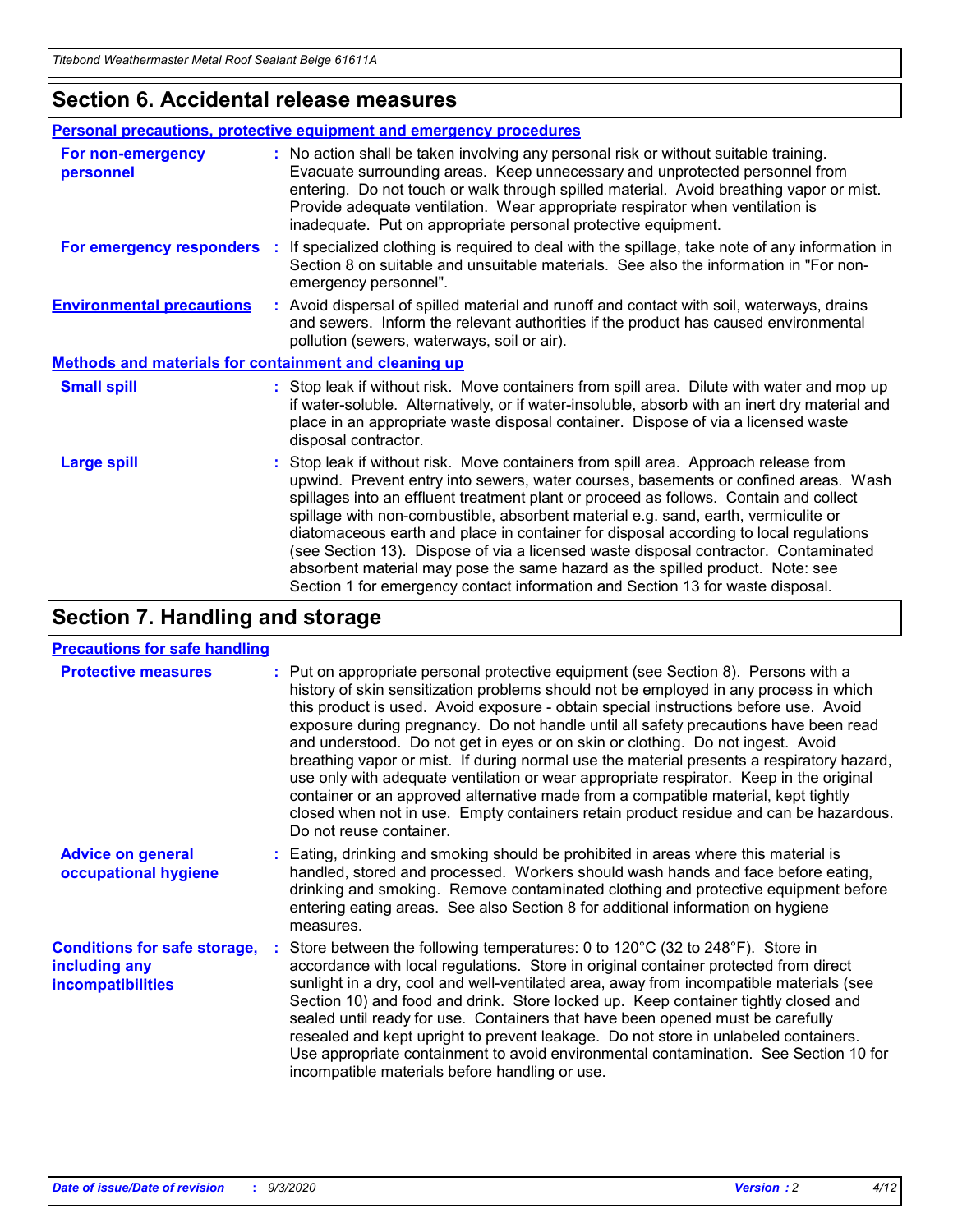## Section 6. Accidental release measures

### Personal precautions, protective equipment and emergency procedures

**For non-emergency personnel** : No action shall be taken involving any personal risk or without suitable training. Evacuate surrounding areas. Keep unnecessary and unprotected personnel from entering. Do not touch or walk through spilled material. Avoid breathing vapor or mist. Provide adequate ventilation. Wear appropriate respirator when ventilation is inadequate. Put on appropriate personal protective equipment.

**For emergency responders** : If specialized clothing is required to deal with the spillage, take note of any information in Section 8 on suitable and unsuitable materials. See also the information in "For non-emergency personnel".

**Environmental precautions** : Avoid dispersal of spilled material and runoff and contact with soil, waterways, drains and sewers. Inform the relevant authorities if the product has caused environmental pollution (sewers, waterways, soil or air).

### Methods and materials for containment and cleaning up

**Small spill** : Stop leak if without risk. Move containers from spill area. Dilute with water and mop up if water-soluble. Alternatively, or if water-insoluble, absorb with an inert dry material and place in an appropriate waste disposal container. Dispose of via a licensed waste disposal contractor.

**Large spill** : Stop leak if without risk. Move containers from spill area. Approach release from upwind. Prevent entry into sewers, water courses, basements or confined areas. Wash spillages into an effluent treatment plant or proceed as follows. Contain and collect spillage with non-combustible, absorbent material e.g. sand, earth, vermiculite or diatomaceous earth and place in container for disposal according to local regulations (see Section 13). Dispose of via a licensed waste disposal contractor. Contaminated absorbent material may pose the same hazard as the spilled product. Note: see Section 1 for emergency contact information and Section 13 for waste disposal.

## Section 7. Handling and storage

### Precautions for safe handling

**Protective measures** : Put on appropriate personal protective equipment (see Section 8). Persons with a history of skin sensitization problems should not be employed in any process in which this product is used. Avoid exposure - obtain special instructions before use. Avoid exposure during pregnancy. Do not handle until all safety precautions have been read and understood. Do not get in eyes or on skin or clothing. Do not ingest. Avoid breathing vapor or mist. If during normal use the material presents a respiratory hazard, use only with adequate ventilation or wear appropriate respirator. Keep in the original container or an approved alternative made from a compatible material, kept tightly closed when not in use. Empty containers retain product residue and can be hazardous. Do not reuse container.

**Advice on general occupational hygiene** : Eating, drinking and smoking should be prohibited in areas where this material is handled, stored and processed. Workers should wash hands and face before eating, drinking and smoking. Remove contaminated clothing and protective equipment before entering eating areas. See also Section 8 for additional information on hygiene measures.

**Conditions for safe storage, including any incompatibilities** : Store between the following temperatures: 0 to 120°C (32 to 248°F). Store in accordance with local regulations. Store in original container protected from direct sunlight in a dry, cool and well-ventilated area, away from incompatible materials (see Section 10) and food and drink. Store locked up. Keep container tightly closed and sealed until ready for use. Containers that have been opened must be carefully resealed and kept upright to prevent leakage. Do not store in unlabeled containers. Use appropriate containment to avoid environmental contamination. See Section 10 for incompatible materials before handling or use.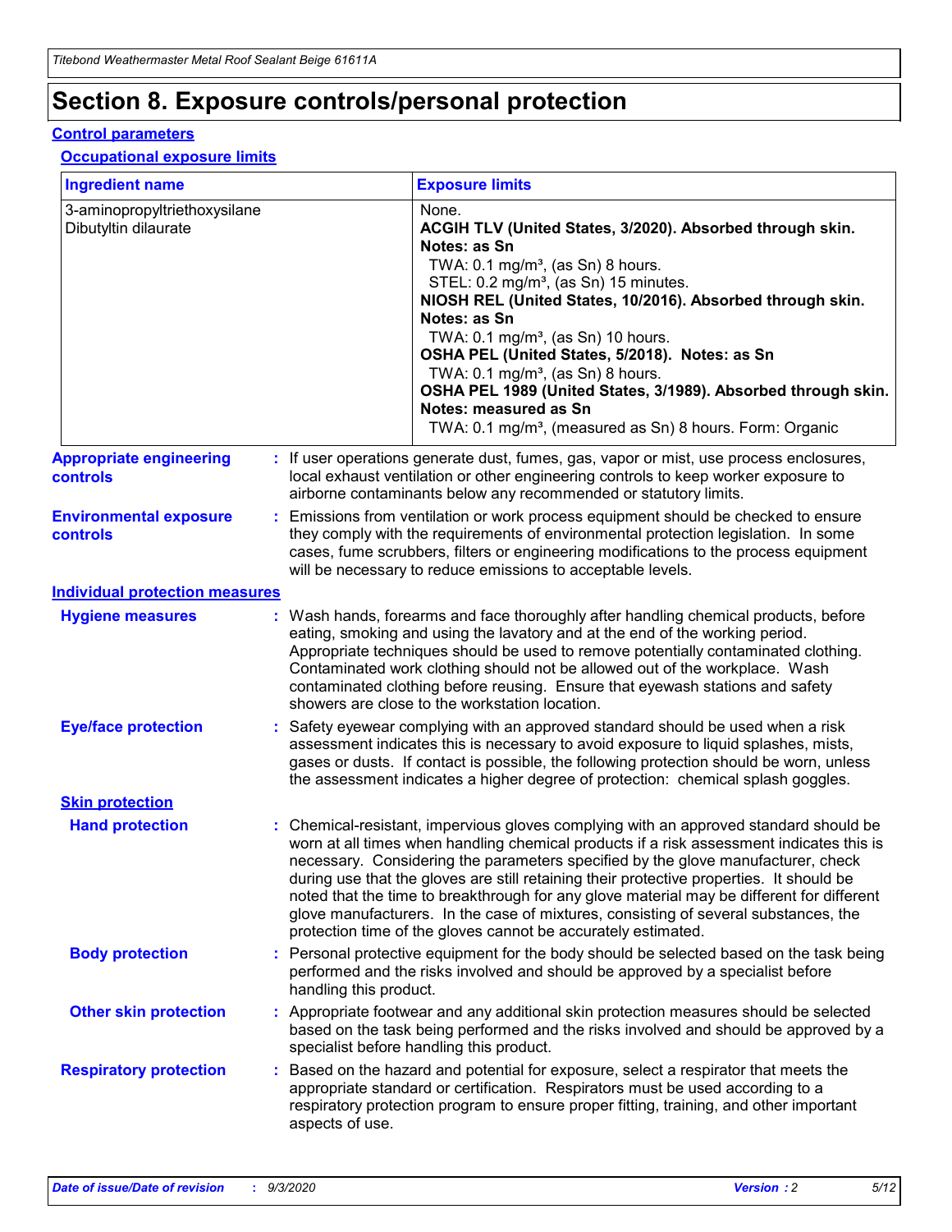# Section 8. Exposure controls/personal protection

## Control parameters

### Occupational exposure limits

| Ingredient name | Exposure limits |
|---|---|
| 3-aminopropyltriethoxysilane | None. |
| Dibutyltin dilaurate | **ACGIH TLV (United States, 3/2020). Absorbed through skin. Notes: as Sn**<br>TWA: 0.1 mg/m³, (as Sn) 8 hours.<br>STEL: 0.2 mg/m³, (as Sn) 15 minutes.<br>**NIOSH REL (United States, 10/2016). Absorbed through skin. Notes: as Sn**<br>TWA: 0.1 mg/m³, (as Sn) 10 hours.<br>**OSHA PEL (United States, 5/2018). Notes: as Sn**<br>TWA: 0.1 mg/m³, (as Sn) 8 hours.<br>**OSHA PEL 1989 (United States, 3/1989). Absorbed through skin. Notes: measured as Sn**<br>TWA: 0.1 mg/m³, (measured as Sn) 8 hours. Form: Organic |

**Appropriate engineering controls** : If user operations generate dust, fumes, gas, vapor or mist, use process enclosures, local exhaust ventilation or other engineering controls to keep worker exposure to airborne contaminants below any recommended or statutory limits.

**Environmental exposure controls** : Emissions from ventilation or work process equipment should be checked to ensure they comply with the requirements of environmental protection legislation. In some cases, fume scrubbers, filters or engineering modifications to the process equipment will be necessary to reduce emissions to acceptable levels.

## Individual protection measures

**Hygiene measures** : Wash hands, forearms and face thoroughly after handling chemical products, before eating, smoking and using the lavatory and at the end of the working period. Appropriate techniques should be used to remove potentially contaminated clothing. Contaminated work clothing should not be allowed out of the workplace. Wash contaminated clothing before reusing. Ensure that eyewash stations and safety showers are close to the workstation location.

**Eye/face protection** : Safety eyewear complying with an approved standard should be used when a risk assessment indicates this is necessary to avoid exposure to liquid splashes, mists, gases or dusts. If contact is possible, the following protection should be worn, unless the assessment indicates a higher degree of protection: chemical splash goggles.

### Skin protection

**Hand protection** : Chemical-resistant, impervious gloves complying with an approved standard should be worn at all times when handling chemical products if a risk assessment indicates this is necessary. Considering the parameters specified by the glove manufacturer, check during use that the gloves are still retaining their protective properties. It should be noted that the time to breakthrough for any glove material may be different for different glove manufacturers. In the case of mixtures, consisting of several substances, the protection time of the gloves cannot be accurately estimated.

**Body protection** : Personal protective equipment for the body should be selected based on the task being performed and the risks involved and should be approved by a specialist before handling this product.

**Other skin protection** : Appropriate footwear and any additional skin protection measures should be selected based on the task being performed and the risks involved and should be approved by a specialist before handling this product.

**Respiratory protection** : Based on the hazard and potential for exposure, select a respirator that meets the appropriate standard or certification. Respirators must be used according to a respiratory protection program to ensure proper fitting, training, and other important aspects of use.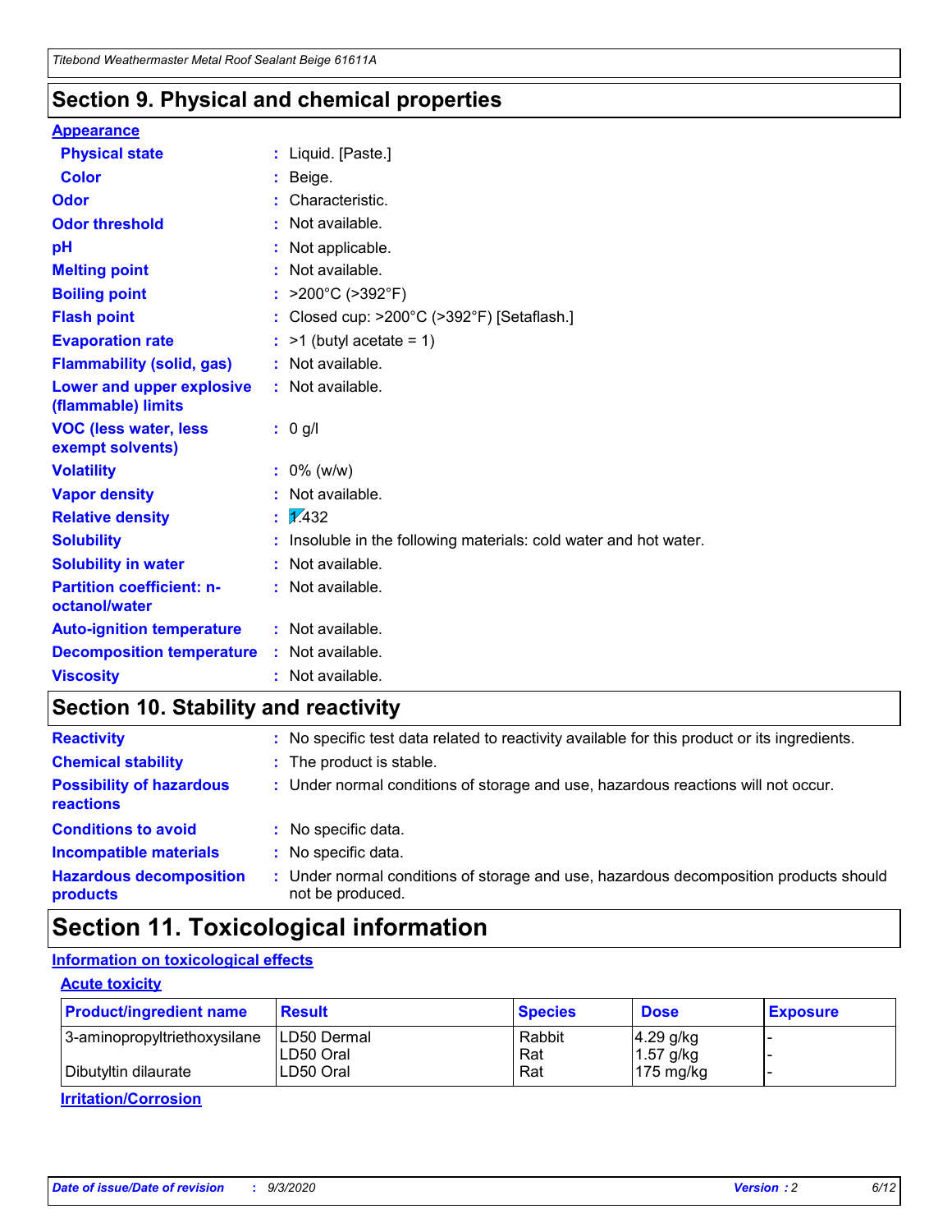## Section 9. Physical and chemical properties

**Appearance**

| | |
|---|---|
| **Physical state** | : Liquid. [Paste.] |
| **Color** | : Beige. |
| **Odor** | : Characteristic. |
| **Odor threshold** | : Not available. |
| **pH** | : Not applicable. |
| **Melting point** | : Not available. |
| **Boiling point** | : >200°C (>392°F) |
| **Flash point** | : Closed cup: >200°C (>392°F) [Setaflash.] |
| **Evaporation rate** | : >1 (butyl acetate = 1) |
| **Flammability (solid, gas)** | : Not available. |
| **Lower and upper explosive (flammable) limits** | : Not available. |
| **VOC (less water, less exempt solvents)** | : 0 g/l |
| **Volatility** | : 0% (w/w) |
| **Vapor density** | : Not available. |
| **Relative density** | : 1.432 |
| **Solubility** | : Insoluble in the following materials: cold water and hot water. |
| **Solubility in water** | : Not available. |
| **Partition coefficient: n-octanol/water** | : Not available. |
| **Auto-ignition temperature** | : Not available. |
| **Decomposition temperature** | : Not available. |
| **Viscosity** | : Not available. |

## Section 10. Stability and reactivity

| | |
|---|---|
| **Reactivity** | : No specific test data related to reactivity available for this product or its ingredients. |
| **Chemical stability** | : The product is stable. |
| **Possibility of hazardous reactions** | : Under normal conditions of storage and use, hazardous reactions will not occur. |
| **Conditions to avoid** | : No specific data. |
| **Incompatible materials** | : No specific data. |
| **Hazardous decomposition products** | : Under normal conditions of storage and use, hazardous decomposition products should not be produced. |

## Section 11. Toxicological information

**Information on toxicological effects**

**Acute toxicity**

| Product/ingredient name | Result | Species | Dose | Exposure |
|---|---|---|---|---|
| 3-aminopropyltriethoxysilane | LD50 Dermal | Rabbit | 4.29 g/kg | - |
| | LD50 Oral | Rat | 1.57 g/kg | - |
| Dibutyltin dilaurate | LD50 Oral | Rat | 175 mg/kg | - |

**Irritation/Corrosion**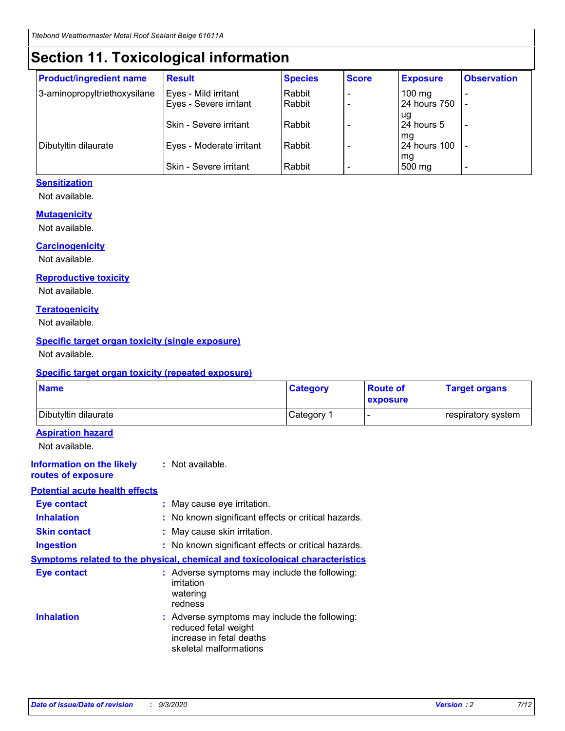# Section 11. Toxicological information

| Product/ingredient name | Result | Species | Score | Exposure | Observation |
|---|---|---|---|---|---|
| 3-aminopropyltriethoxysilane | Eyes - Mild irritant | Rabbit | - | 100 mg | - |
| | Eyes - Severe irritant | Rabbit | - | 24 hours 750 ug | - |
| | Skin - Severe irritant | Rabbit | - | 24 hours 5 mg | - |
| Dibutyltin dilaurate | Eyes - Moderate irritant | Rabbit | - | 24 hours 100 mg | - |
| | Skin - Severe irritant | Rabbit | - | 500 mg | - |

### Sensitization

Not available.

### Mutagenicity

Not available.

### Carcinogenicity

Not available.

### Reproductive toxicity

Not available.

### Teratogenicity

Not available.

### Specific target organ toxicity (single exposure)

Not available.

### Specific target organ toxicity (repeated exposure)

| Name | Category | Route of exposure | Target organs |
|---|---|---|---|
| Dibutyltin dilaurate | Category 1 | - | respiratory system |

### Aspiration hazard

Not available.

**Information on the likely routes of exposure** : Not available.

### Potential acute health effects

**Eye contact** : May cause eye irritation.

**Inhalation** : No known significant effects or critical hazards.

**Skin contact** : May cause skin irritation.

**Ingestion** : No known significant effects or critical hazards.

### Symptoms related to the physical, chemical and toxicological characteristics

**Eye contact** : Adverse symptoms may include the following:
irritation
watering
redness

**Inhalation** : Adverse symptoms may include the following:
reduced fetal weight
increase in fetal deaths
skeletal malformations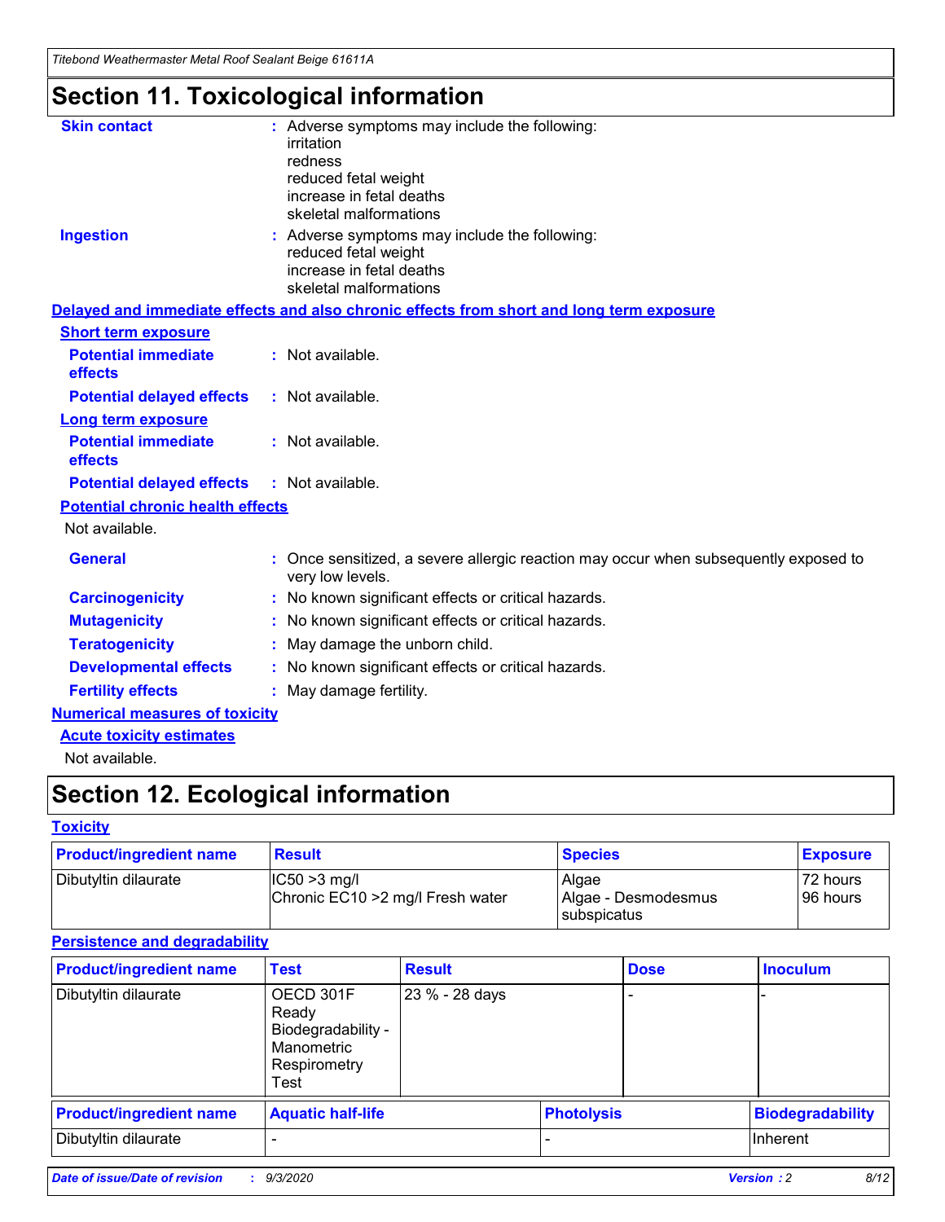# Section 11. Toxicological information

**Skin contact** : Adverse symptoms may include the following:
irritation
redness
reduced fetal weight
increase in fetal deaths
skeletal malformations

**Ingestion** : Adverse symptoms may include the following:
reduced fetal weight
increase in fetal deaths
skeletal malformations

**Delayed and immediate effects and also chronic effects from short and long term exposure**

**Short term exposure**

**Potential immediate effects** : Not available.

**Potential delayed effects** : Not available.

**Long term exposure**

**Potential immediate effects** : Not available.

**Potential delayed effects** : Not available.

**Potential chronic health effects**

Not available.

**General** : Once sensitized, a severe allergic reaction may occur when subsequently exposed to very low levels.

**Carcinogenicity** : No known significant effects or critical hazards.

**Mutagenicity** : No known significant effects or critical hazards.

**Teratogenicity** : May damage the unborn child.

**Developmental effects** : No known significant effects or critical hazards.

**Fertility effects** : May damage fertility.

**Numerical measures of toxicity**

**Acute toxicity estimates**

Not available.

# Section 12. Ecological information

**Toxicity**

| Product/ingredient name | Result | Species | Exposure |
|---|---|---|---|
| Dibutyltin dilaurate | IC50 >3 mg/l<br>Chronic EC10 >2 mg/l Fresh water | Algae<br>Algae - Desmodesmus subspicatus | 72 hours<br>96 hours |

**Persistence and degradability**

| Product/ingredient name | Test | Result | Dose | Inoculum |
|---|---|---|---|---|
| Dibutyltin dilaurate | OECD 301F Ready Biodegradability - Manometric Respirometry Test | 23 % - 28 days | - | - |

| Product/ingredient name | Aquatic half-life | Photolysis | Biodegradability |
|---|---|---|---|
| Dibutyltin dilaurate | - | - | Inherent |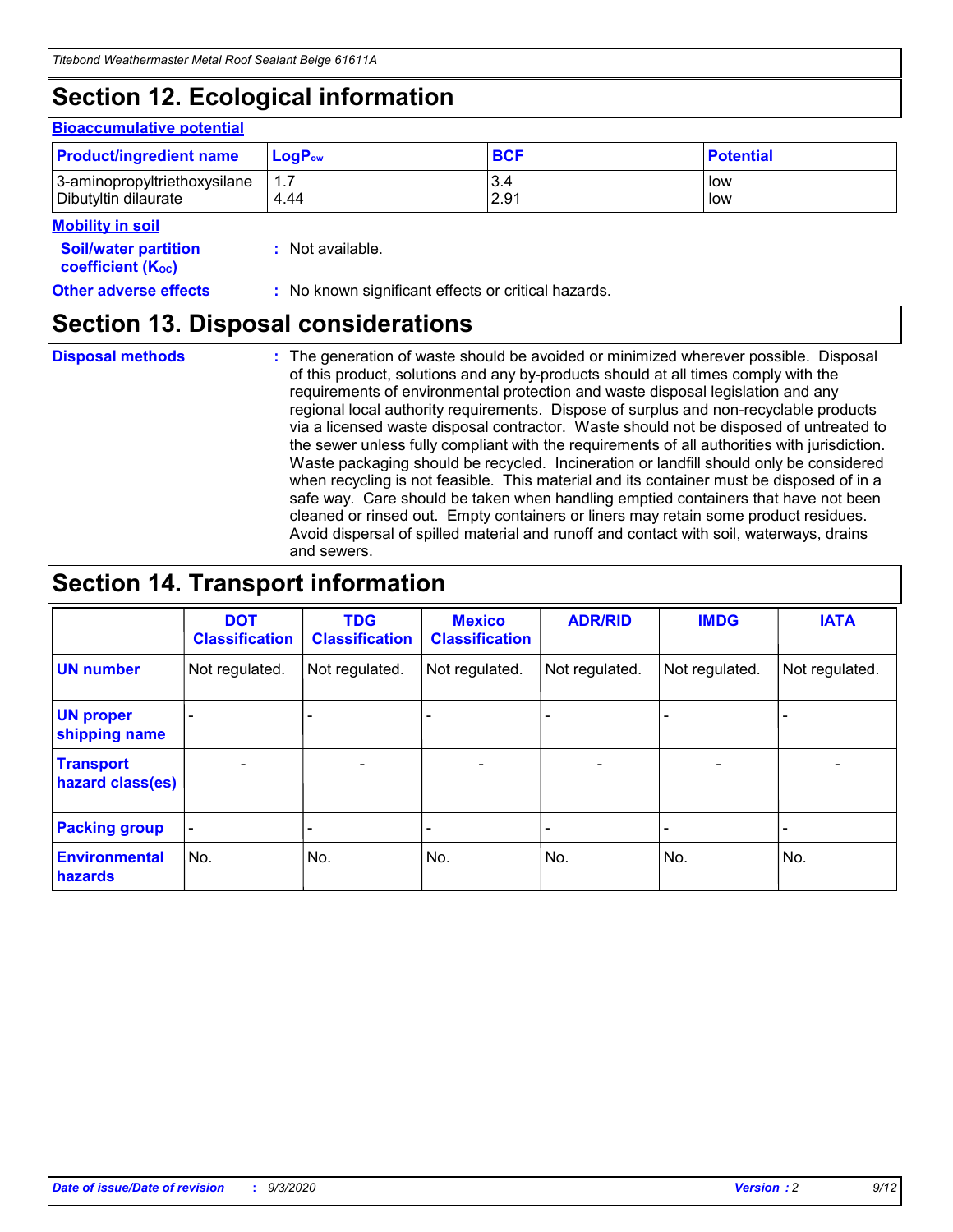## Section 12. Ecological information

### Bioaccumulative potential

| Product/ingredient name | $LogP_{ow}$ | BCF | Potential |
|---|---|---|---|
| 3-aminopropyltriethoxysilane | 1.7 | 3.4 | low |
| Dibutyltin dilaurate | 4.44 | 2.91 | low |

### Mobility in soil

**Soil/water partition coefficient ($K_{OC}$)** : Not available.

**Other adverse effects** : No known significant effects or critical hazards.

## Section 13. Disposal considerations

**Disposal methods** : The generation of waste should be avoided or minimized wherever possible. Disposal of this product, solutions and any by-products should at all times comply with the requirements of environmental protection and waste disposal legislation and any regional local authority requirements. Dispose of surplus and non-recyclable products via a licensed waste disposal contractor. Waste should not be disposed of untreated to the sewer unless fully compliant with the requirements of all authorities with jurisdiction. Waste packaging should be recycled. Incineration or landfill should only be considered when recycling is not feasible. This material and its container must be disposed of in a safe way. Care should be taken when handling emptied containers that have not been cleaned or rinsed out. Empty containers or liners may retain some product residues. Avoid dispersal of spilled material and runoff and contact with soil, waterways, drains and sewers.

## Section 14. Transport information

| | DOT Classification | TDG Classification | Mexico Classification | ADR/RID | IMDG | IATA |
|---|---|---|---|---|---|---|
| UN number | Not regulated. | Not regulated. | Not regulated. | Not regulated. | Not regulated. | Not regulated. |
| UN proper shipping name | - | - | - | - | - | - |
| Transport hazard class(es) | - | - | - | - | - | - |
| Packing group | - | - | - | - | - | - |
| Environmental hazards | No. | No. | No. | No. | No. | No. |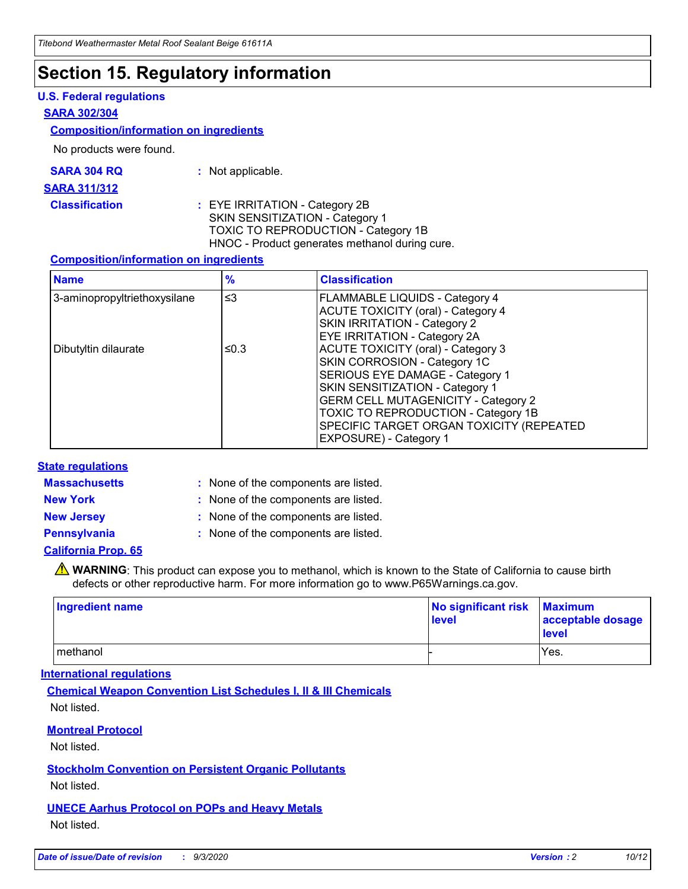# Section 15. Regulatory information

### U.S. Federal regulations

**SARA 302/304**

**Composition/information on ingredients**

No products were found.

**SARA 304 RQ** : Not applicable.

**SARA 311/312**

**Classification** : EYE IRRITATION - Category 2B
SKIN SENSITIZATION - Category 1
TOXIC TO REPRODUCTION - Category 1B
HNOC - Product generates methanol during cure.

**Composition/information on ingredients**

| Name | % | Classification |
|---|---|---|
| 3-aminopropyltriethoxysilane | ≤3 | FLAMMABLE LIQUIDS - Category 4<br>ACUTE TOXICITY (oral) - Category 4<br>SKIN IRRITATION - Category 2<br>EYE IRRITATION - Category 2A |
| Dibutyltin dilaurate | ≤0.3 | ACUTE TOXICITY (oral) - Category 3<br>SKIN CORROSION - Category 1C<br>SERIOUS EYE DAMAGE - Category 1<br>SKIN SENSITIZATION - Category 1<br>GERM CELL MUTAGENICITY - Category 2<br>TOXIC TO REPRODUCTION - Category 1B<br>SPECIFIC TARGET ORGAN TOXICITY (REPEATED EXPOSURE) - Category 1 |

### State regulations

**Massachusetts** : None of the components are listed.

**New York** : None of the components are listed.

**New Jersey** : None of the components are listed.

**Pennsylvania** : None of the components are listed.

**California Prop. 65**

⚠ **WARNING**: This product can expose you to methanol, which is known to the State of California to cause birth defects or other reproductive harm. For more information go to www.P65Warnings.ca.gov.

| Ingredient name | No significant risk level | Maximum acceptable dosage level |
|---|---|---|
| methanol | - | Yes. |

### International regulations

**Chemical Weapon Convention List Schedules I, II & III Chemicals**

Not listed.

**Montreal Protocol**

Not listed.

**Stockholm Convention on Persistent Organic Pollutants**

Not listed.

**UNECE Aarhus Protocol on POPs and Heavy Metals**

Not listed.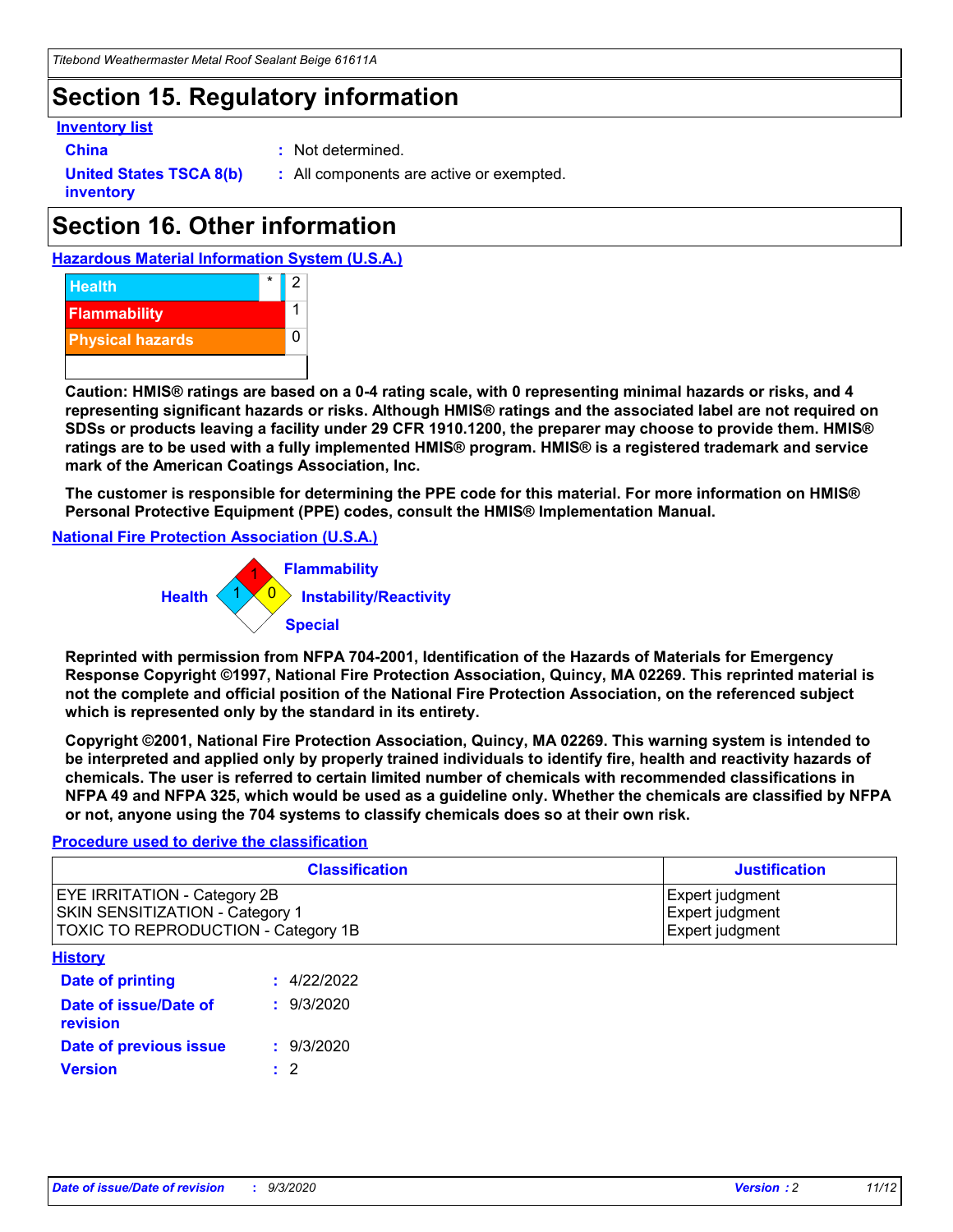# Section 15. Regulatory information

**Inventory list**

**China** : Not determined.

**United States TSCA 8(b) inventory** : All components are active or exempted.

# Section 16. Other information

**Hazardous Material Information System (U.S.A.)**

| | | |
|---|---|---|
| Health | * | 2 |
| Flammability | | 1 |
| Physical hazards | | 0 |

**Caution: HMIS® ratings are based on a 0-4 rating scale, with 0 representing minimal hazards or risks, and 4 representing significant hazards or risks. Although HMIS® ratings and the associated label are not required on SDSs or products leaving a facility under 29 CFR 1910.1200, the preparer may choose to provide them. HMIS® ratings are to be used with a fully implemented HMIS® program. HMIS® is a registered trademark and service mark of the American Coatings Association, Inc.**

**The customer is responsible for determining the PPE code for this material. For more information on HMIS® Personal Protective Equipment (PPE) codes, consult the HMIS® Implementation Manual.**

**National Fire Protection Association (U.S.A.)**

Flammability: 1
Health: 1
Instability/Reactivity: 0
Special:

**Reprinted with permission from NFPA 704-2001, Identification of the Hazards of Materials for Emergency Response Copyright ©1997, National Fire Protection Association, Quincy, MA 02269. This reprinted material is not the complete and official position of the National Fire Protection Association, on the referenced subject which is represented only by the standard in its entirety.**

**Copyright ©2001, National Fire Protection Association, Quincy, MA 02269. This warning system is intended to be interpreted and applied only by properly trained individuals to identify fire, health and reactivity hazards of chemicals. The user is referred to certain limited number of chemicals with recommended classifications in NFPA 49 and NFPA 325, which would be used as a guideline only. Whether the chemicals are classified by NFPA or not, anyone using the 704 systems to classify chemicals does so at their own risk.**

**Procedure used to derive the classification**

| Classification | Justification |
|---|---|
| EYE IRRITATION - Category 2B | Expert judgment |
| SKIN SENSITIZATION - Category 1 | Expert judgment |
| TOXIC TO REPRODUCTION - Category 1B | Expert judgment |

**History**

**Date of printing** : 4/22/2022

**Date of issue/Date of revision** : 9/3/2020

**Date of previous issue** : 9/3/2020

**Version** : 2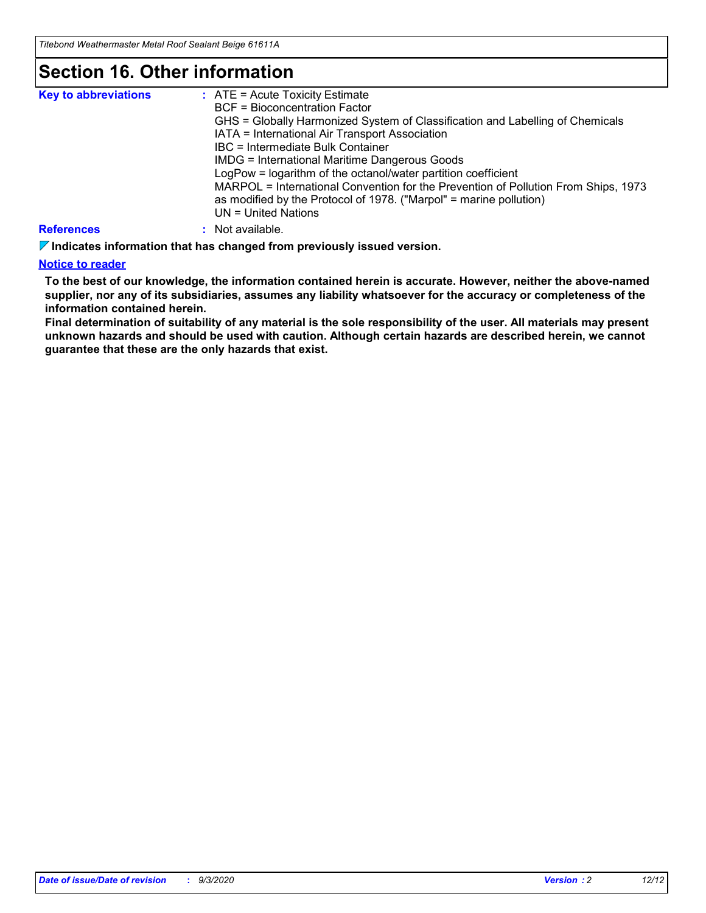# Section 16. Other information

**Key to abbreviations** : ATE = Acute Toxicity Estimate
BCF = Bioconcentration Factor
GHS = Globally Harmonized System of Classification and Labelling of Chemicals
IATA = International Air Transport Association
IBC = Intermediate Bulk Container
IMDG = International Maritime Dangerous Goods
LogPow = logarithm of the octanol/water partition coefficient
MARPOL = International Convention for the Prevention of Pollution From Ships, 1973 as modified by the Protocol of 1978. ("Marpol" = marine pollution)
UN = United Nations

**References** : Not available.

**Indicates information that has changed from previously issued version.**

**Notice to reader**

**To the best of our knowledge, the information contained herein is accurate. However, neither the above-named supplier, nor any of its subsidiaries, assumes any liability whatsoever for the accuracy or completeness of the information contained herein.**

**Final determination of suitability of any material is the sole responsibility of the user. All materials may present unknown hazards and should be used with caution. Although certain hazards are described herein, we cannot guarantee that these are the only hazards that exist.**